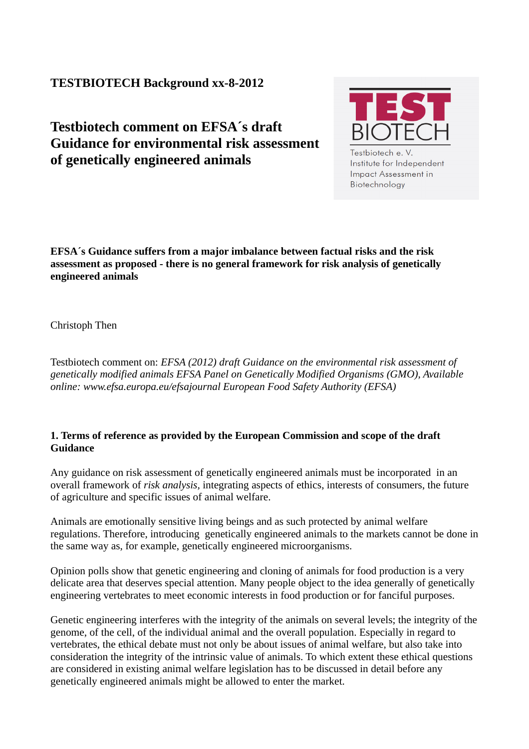**TESTBIOTECH Background xx-8-2012**

# Testbiotech comment on EFSA´s draft Guidance for environmental risk assessment of genetically engineered animals

TEST BIOTECH

Testbiotech e. V.
Institute for Independent Impact Assessment in Biotechnology

**EFSA´s Guidance suffers from a major imbalance between factual risks and the risk assessment as proposed - there is no general framework for risk analysis of genetically engineered animals**

Christoph Then

Testbiotech comment on: *EFSA (2012) draft Guidance on the environmental risk assessment of genetically modified animals EFSA Panel on Genetically Modified Organisms (GMO), Available online: www.efsa.europa.eu/efsajournal European Food Safety Authority (EFSA)*

## 1. Terms of reference as provided by the European Commission and scope of the draft Guidance

Any guidance on risk assessment of genetically engineered animals must be incorporated in an overall framework of *risk analysis*, integrating aspects of ethics, interests of consumers, the future of agriculture and specific issues of animal welfare.

Animals are emotionally sensitive living beings and as such protected by animal welfare regulations. Therefore, introducing genetically engineered animals to the markets cannot be done in the same way as, for example, genetically engineered microorganisms.

Opinion polls show that genetic engineering and cloning of animals for food production is a very delicate area that deserves special attention. Many people object to the idea generally of genetically engineering vertebrates to meet economic interests in food production or for fanciful purposes.

Genetic engineering interferes with the integrity of the animals on several levels; the integrity of the genome, of the cell, of the individual animal and the overall population. Especially in regard to vertebrates, the ethical debate must not only be about issues of animal welfare, but also take into consideration the integrity of the intrinsic value of animals. To which extent these ethical questions are considered in existing animal welfare legislation has to be discussed in detail before any genetically engineered animals might be allowed to enter the market.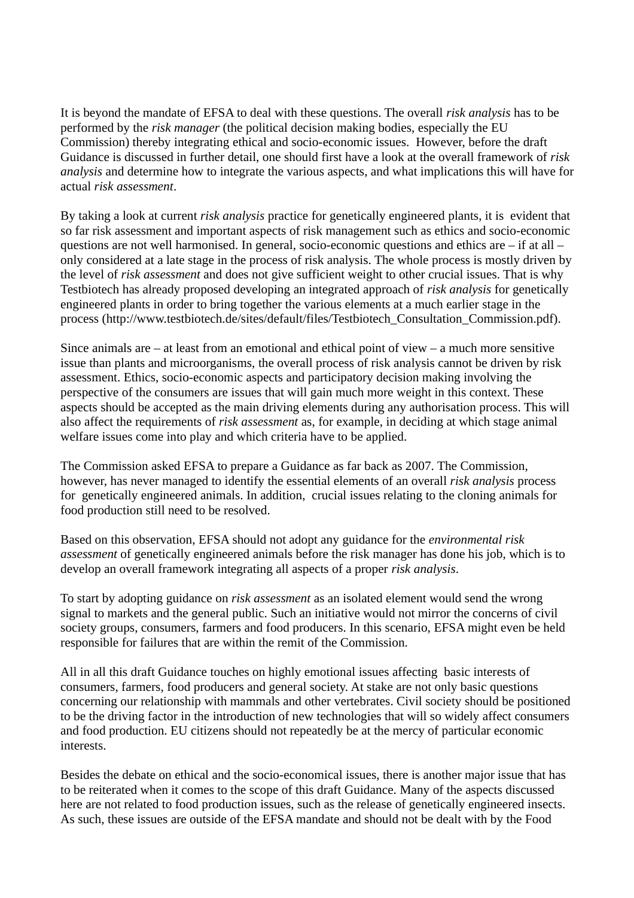It is beyond the mandate of EFSA to deal with these questions. The overall *risk analysis* has to be performed by the *risk manager* (the political decision making bodies, especially the EU Commission) thereby integrating ethical and socio-economic issues. However, before the draft Guidance is discussed in further detail, one should first have a look at the overall framework of *risk analysis* and determine how to integrate the various aspects, and what implications this will have for actual *risk assessment*.

By taking a look at current *risk analysis* practice for genetically engineered plants, it is evident that so far risk assessment and important aspects of risk management such as ethics and socio-economic questions are not well harmonised. In general, socio-economic questions and ethics are – if at all – only considered at a late stage in the process of risk analysis. The whole process is mostly driven by the level of *risk assessment* and does not give sufficient weight to other crucial issues. That is why Testbiotech has already proposed developing an integrated approach of *risk analysis* for genetically engineered plants in order to bring together the various elements at a much earlier stage in the process (http://www.testbiotech.de/sites/default/files/Testbiotech_Consultation_Commission.pdf).

Since animals are – at least from an emotional and ethical point of view – a much more sensitive issue than plants and microorganisms, the overall process of risk analysis cannot be driven by risk assessment. Ethics, socio-economic aspects and participatory decision making involving the perspective of the consumers are issues that will gain much more weight in this context. These aspects should be accepted as the main driving elements during any authorisation process. This will also affect the requirements of *risk assessment* as, for example, in deciding at which stage animal welfare issues come into play and which criteria have to be applied.

The Commission asked EFSA to prepare a Guidance as far back as 2007. The Commission, however, has never managed to identify the essential elements of an overall *risk analysis* process for genetically engineered animals. In addition, crucial issues relating to the cloning animals for food production still need to be resolved.

Based on this observation, EFSA should not adopt any guidance for the *environmental risk assessment* of genetically engineered animals before the risk manager has done his job, which is to develop an overall framework integrating all aspects of a proper *risk analysis*.

To start by adopting guidance on *risk assessment* as an isolated element would send the wrong signal to markets and the general public. Such an initiative would not mirror the concerns of civil society groups, consumers, farmers and food producers. In this scenario, EFSA might even be held responsible for failures that are within the remit of the Commission.

All in all this draft Guidance touches on highly emotional issues affecting basic interests of consumers, farmers, food producers and general society. At stake are not only basic questions concerning our relationship with mammals and other vertebrates. Civil society should be positioned to be the driving factor in the introduction of new technologies that will so widely affect consumers and food production. EU citizens should not repeatedly be at the mercy of particular economic interests.

Besides the debate on ethical and the socio-economical issues, there is another major issue that has to be reiterated when it comes to the scope of this draft Guidance. Many of the aspects discussed here are not related to food production issues, such as the release of genetically engineered insects. As such, these issues are outside of the EFSA mandate and should not be dealt with by the Food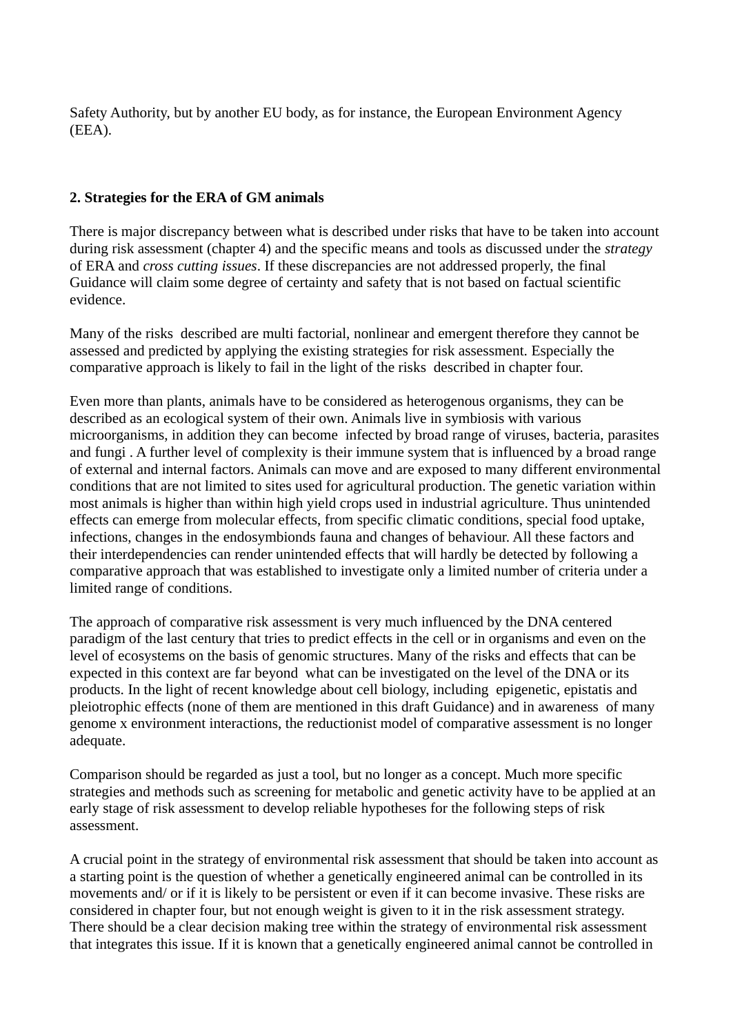Safety Authority, but by another EU body, as for instance, the European Environment Agency (EEA).

**2. Strategies for the ERA of GM animals**

There is major discrepancy between what is described under risks that have to be taken into account during risk assessment (chapter 4) and the specific means and tools as discussed under the *strategy* of ERA and *cross cutting issues*. If these discrepancies are not addressed properly, the final Guidance will claim some degree of certainty and safety that is not based on factual scientific evidence.

Many of the risks described are multi factorial, nonlinear and emergent therefore they cannot be assessed and predicted by applying the existing strategies for risk assessment. Especially the comparative approach is likely to fail in the light of the risks described in chapter four.

Even more than plants, animals have to be considered as heterogenous organisms, they can be described as an ecological system of their own. Animals live in symbiosis with various microorganisms, in addition they can become infected by broad range of viruses, bacteria, parasites and fungi . A further level of complexity is their immune system that is influenced by a broad range of external and internal factors. Animals can move and are exposed to many different environmental conditions that are not limited to sites used for agricultural production. The genetic variation within most animals is higher than within high yield crops used in industrial agriculture. Thus unintended effects can emerge from molecular effects, from specific climatic conditions, special food uptake, infections, changes in the endosymbionds fauna and changes of behaviour. All these factors and their interdependencies can render unintended effects that will hardly be detected by following a comparative approach that was established to investigate only a limited number of criteria under a limited range of conditions.

The approach of comparative risk assessment is very much influenced by the DNA centered paradigm of the last century that tries to predict effects in the cell or in organisms and even on the level of ecosystems on the basis of genomic structures. Many of the risks and effects that can be expected in this context are far beyond what can be investigated on the level of the DNA or its products. In the light of recent knowledge about cell biology, including epigenetic, epistatis and pleiotrophic effects (none of them are mentioned in this draft Guidance) and in awareness of many genome x environment interactions, the reductionist model of comparative assessment is no longer adequate.

Comparison should be regarded as just a tool, but no longer as a concept. Much more specific strategies and methods such as screening for metabolic and genetic activity have to be applied at an early stage of risk assessment to develop reliable hypotheses for the following steps of risk assessment.

A crucial point in the strategy of environmental risk assessment that should be taken into account as a starting point is the question of whether a genetically engineered animal can be controlled in its movements and/ or if it is likely to be persistent or even if it can become invasive. These risks are considered in chapter four, but not enough weight is given to it in the risk assessment strategy. There should be a clear decision making tree within the strategy of environmental risk assessment that integrates this issue. If it is known that a genetically engineered animal cannot be controlled in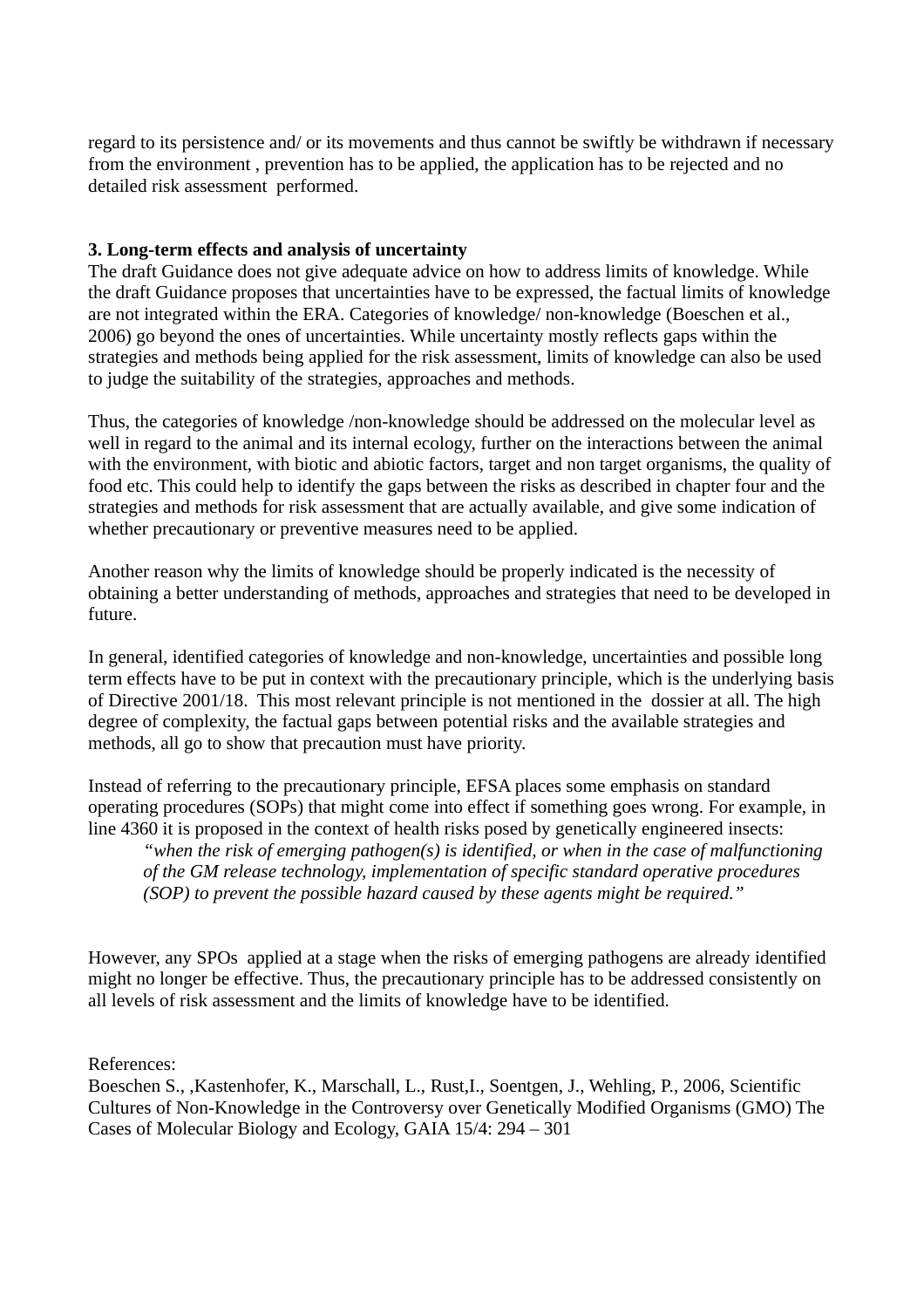regard to its persistence and/ or its movements and thus cannot be swiftly be withdrawn if necessary from the environment , prevention has to be applied, the application has to be rejected and no detailed risk assessment performed.

**3. Long-term effects and analysis of uncertainty**

The draft Guidance does not give adequate advice on how to address limits of knowledge. While the draft Guidance proposes that uncertainties have to be expressed, the factual limits of knowledge are not integrated within the ERA. Categories of knowledge/ non-knowledge (Boeschen et al., 2006) go beyond the ones of uncertainties. While uncertainty mostly reflects gaps within the strategies and methods being applied for the risk assessment, limits of knowledge can also be used to judge the suitability of the strategies, approaches and methods.

Thus, the categories of knowledge /non-knowledge should be addressed on the molecular level as well in regard to the animal and its internal ecology, further on the interactions between the animal with the environment, with biotic and abiotic factors, target and non target organisms, the quality of food etc. This could help to identify the gaps between the risks as described in chapter four and the strategies and methods for risk assessment that are actually available, and give some indication of whether precautionary or preventive measures need to be applied.

Another reason why the limits of knowledge should be properly indicated is the necessity of obtaining a better understanding of methods, approaches and strategies that need to be developed in future.

In general, identified categories of knowledge and non-knowledge, uncertainties and possible long term effects have to be put in context with the precautionary principle, which is the underlying basis of Directive 2001/18. This most relevant principle is not mentioned in the dossier at all. The high degree of complexity, the factual gaps between potential risks and the available strategies and methods, all go to show that precaution must have priority.

Instead of referring to the precautionary principle, EFSA places some emphasis on standard operating procedures (SOPs) that might come into effect if something goes wrong. For example, in line 4360 it is proposed in the context of health risks posed by genetically engineered insects:

> *"when the risk of emerging pathogen(s) is identified, or when in the case of malfunctioning of the GM release technology, implementation of specific standard operative procedures (SOP) to prevent the possible hazard caused by these agents might be required."*

However, any SPOs applied at a stage when the risks of emerging pathogens are already identified might no longer be effective. Thus, the precautionary principle has to be addressed consistently on all levels of risk assessment and the limits of knowledge have to be identified.

References:

Boeschen S., ,Kastenhofer, K., Marschall, L., Rust,I., Soentgen, J., Wehling, P., 2006, Scientific Cultures of Non-Knowledge in the Controversy over Genetically Modified Organisms (GMO) The Cases of Molecular Biology and Ecology, GAIA 15/4: 294 – 301